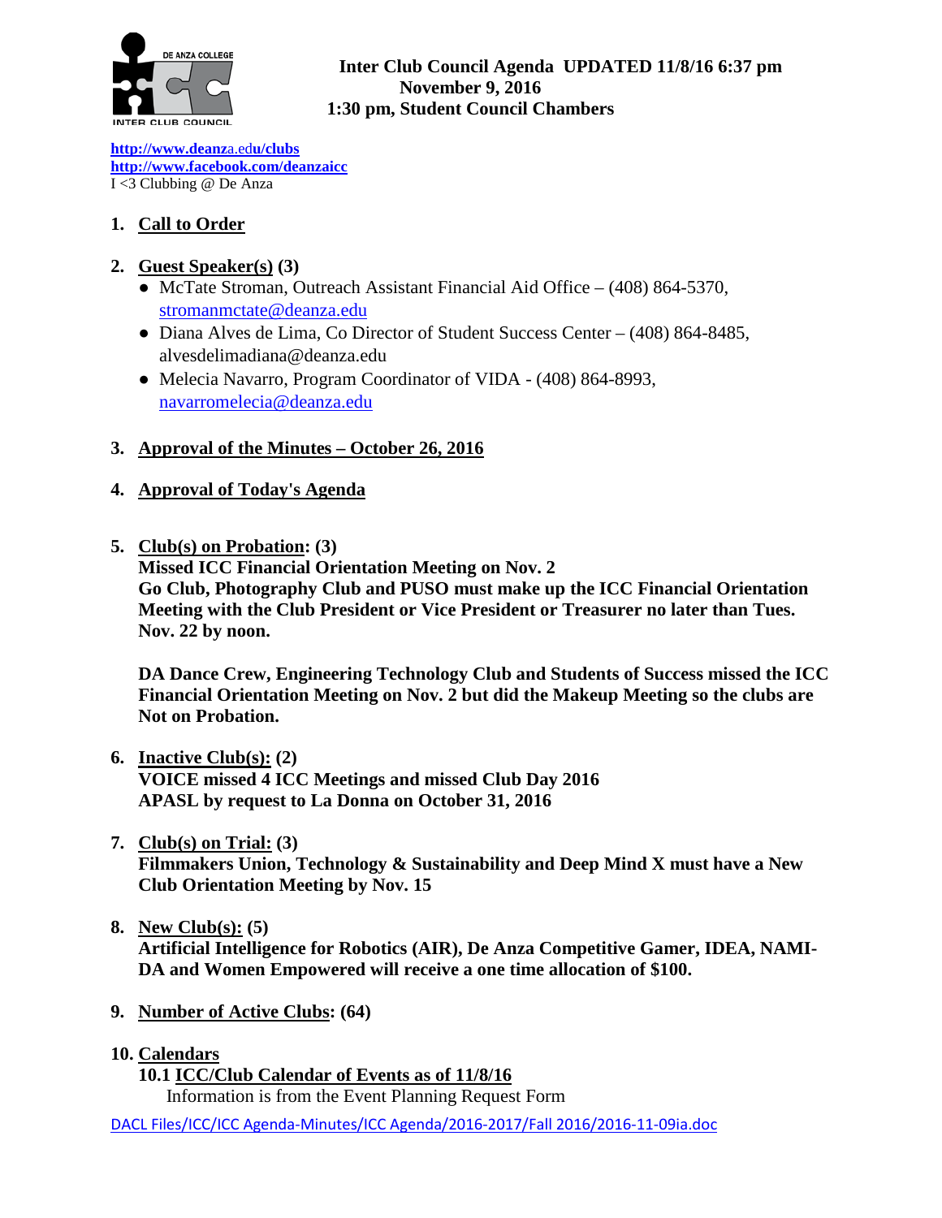**Inter Club Council Agenda UPDATED 11/8/16 6:37 pm**
**November 9, 2016**
**1:30 pm, Student Council Chambers**

**http://www.deanza.edu/clubs**
**http://www.facebook.com/deanzaicc**
I <3 Clubbing @ De Anza

1. **Call to Order**

2. **Guest Speaker(s) (3)**
   - McTate Stroman, Outreach Assistant Financial Aid Office – (408) 864-5370, stromanmctate@deanza.edu
   - Diana Alves de Lima, Co Director of Student Success Center – (408) 864-8485, alvesdelimadiana@deanza.edu
   - Melecia Navarro, Program Coordinator of VIDA - (408) 864-8993, navarromelecia@deanza.edu

3. **Approval of the Minutes – October 26, 2016**

4. **Approval of Today's Agenda**

5. **Club(s) on Probation: (3)**
   **Missed ICC Financial Orientation Meeting on Nov. 2**
   **Go Club, Photography Club and PUSO must make up the ICC Financial Orientation Meeting with the Club President or Vice President or Treasurer no later than Tues. Nov. 22 by noon.**

   **DA Dance Crew, Engineering Technology Club and Students of Success missed the ICC Financial Orientation Meeting on Nov. 2 but did the Makeup Meeting so the clubs are Not on Probation.**

6. **Inactive Club(s): (2)**
   **VOICE missed 4 ICC Meetings and missed Club Day 2016**
   **APASL by request to La Donna on October 31, 2016**

7. **Club(s) on Trial: (3)**
   **Filmmakers Union, Technology & Sustainability and Deep Mind X must have a New Club Orientation Meeting by Nov. 15**

8. **New Club(s): (5)**
   **Artificial Intelligence for Robotics (AIR), De Anza Competitive Gamer, IDEA, NAMI-DA and Women Empowered will receive a one time allocation of $100.**

9. **Number of Active Clubs: (64)**

10. **Calendars**
    **10.1 ICC/Club Calendar of Events as of 11/8/16**
    Information is from the Event Planning Request Form

DACL Files/ICC/ICC Agenda-Minutes/ICC Agenda/2016-2017/Fall 2016/2016-11-09ia.doc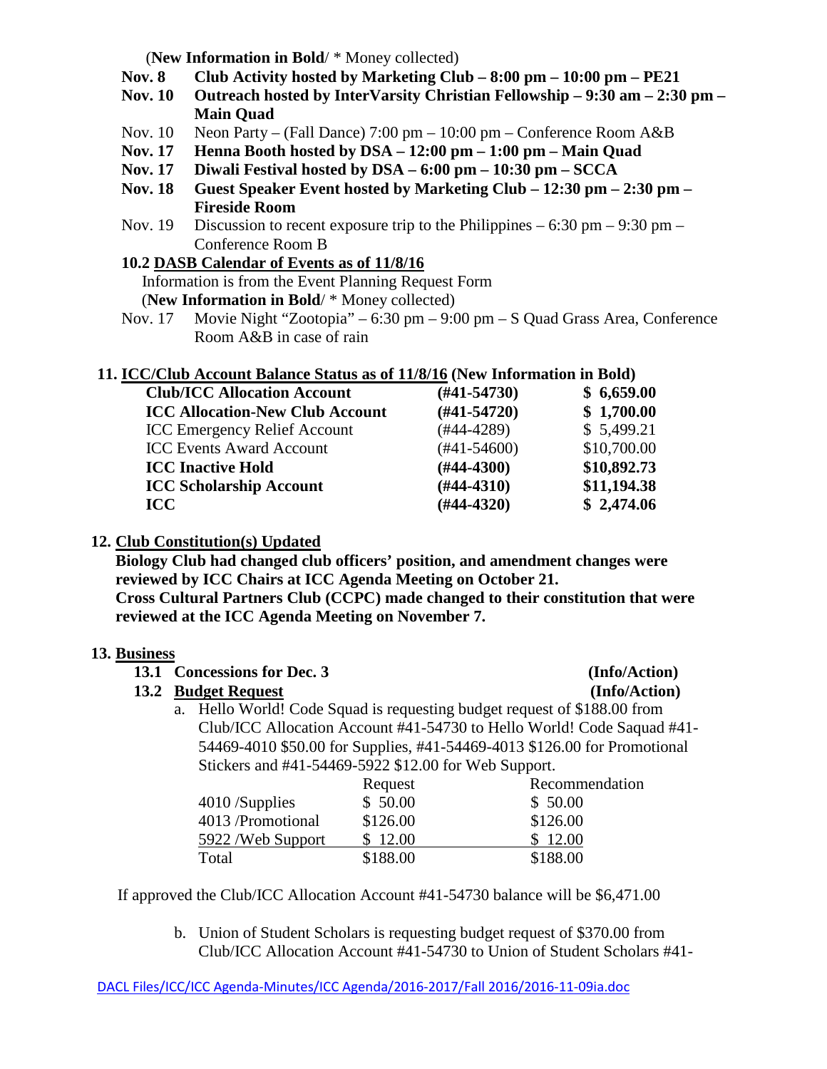(**New Information in Bold**/ * Money collected)

- **Nov. 8 Club Activity hosted by Marketing Club – 8:00 pm – 10:00 pm – PE21**
- **Nov. 10 Outreach hosted by InterVarsity Christian Fellowship – 9:30 am – 2:30 pm – Main Quad**
- Nov. 10 Neon Party – (Fall Dance) 7:00 pm – 10:00 pm – Conference Room A&B
- **Nov. 17 Henna Booth hosted by DSA – 12:00 pm – 1:00 pm – Main Quad**
- **Nov. 17 Diwali Festival hosted by DSA – 6:00 pm – 10:30 pm – SCCA**
- **Nov. 18 Guest Speaker Event hosted by Marketing Club – 12:30 pm – 2:30 pm – Fireside Room**
- Nov. 19 Discussion to recent exposure trip to the Philippines – 6:30 pm – 9:30 pm – Conference Room B

**10.2 DASB Calendar of Events as of 11/8/16**

Information is from the Event Planning Request Form
(**New Information in Bold**/ * Money collected)

- Nov. 17 Movie Night "Zootopia" – 6:30 pm – 9:00 pm – S Quad Grass Area, Conference Room A&B in case of rain

## 11. ICC/Club Account Balance Status as of 11/8/16 (New Information in Bold)

| Account | Number | Balance |
|---|---|---|
| **Club/ICC Allocation Account** | **(#41-54730)** | **$ 6,659.00** |
| **ICC Allocation-New Club Account** | **(#41-54720)** | **$ 1,700.00** |
| ICC Emergency Relief Account | (#44-4289) | $ 5,499.21 |
| ICC Events Award Account | (#41-54600) | $10,700.00 |
| **ICC Inactive Hold** | **(#44-4300)** | **$10,892.73** |
| **ICC Scholarship Account** | **(#44-4310)** | **$11,194.38** |
| **ICC** | **(#44-4320)** | **$ 2,474.06** |

## 12. Club Constitution(s) Updated

**Biology Club had changed club officers' position, and amendment changes were reviewed by ICC Chairs at ICC Agenda Meeting on October 21.**
**Cross Cultural Partners Club (CCPC) made changed to their constitution that were reviewed at the ICC Agenda Meeting on November 7.**

## 13. Business

**13.1 Concessions for Dec. 3** **(Info/Action)**

**13.2 Budget Request** **(Info/Action)**

a. Hello World! Code Squad is requesting budget request of $188.00 from Club/ICC Allocation Account #41-54730 to Hello World! Code Saquad #41-54469-4010 $50.00 for Supplies, #41-54469-4013 $126.00 for Promotional Stickers and #41-54469-5922 $12.00 for Web Support.

| | Request | Recommendation |
|---|---|---|
| 4010 /Supplies | $ 50.00 | $ 50.00 |
| 4013 /Promotional | $126.00 | $126.00 |
| 5922 /Web Support | $ 12.00 | $ 12.00 |
| Total | $188.00 | $188.00 |

If approved the Club/ICC Allocation Account #41-54730 balance will be $6,471.00

b. Union of Student Scholars is requesting budget request of $370.00 from Club/ICC Allocation Account #41-54730 to Union of Student Scholars #41-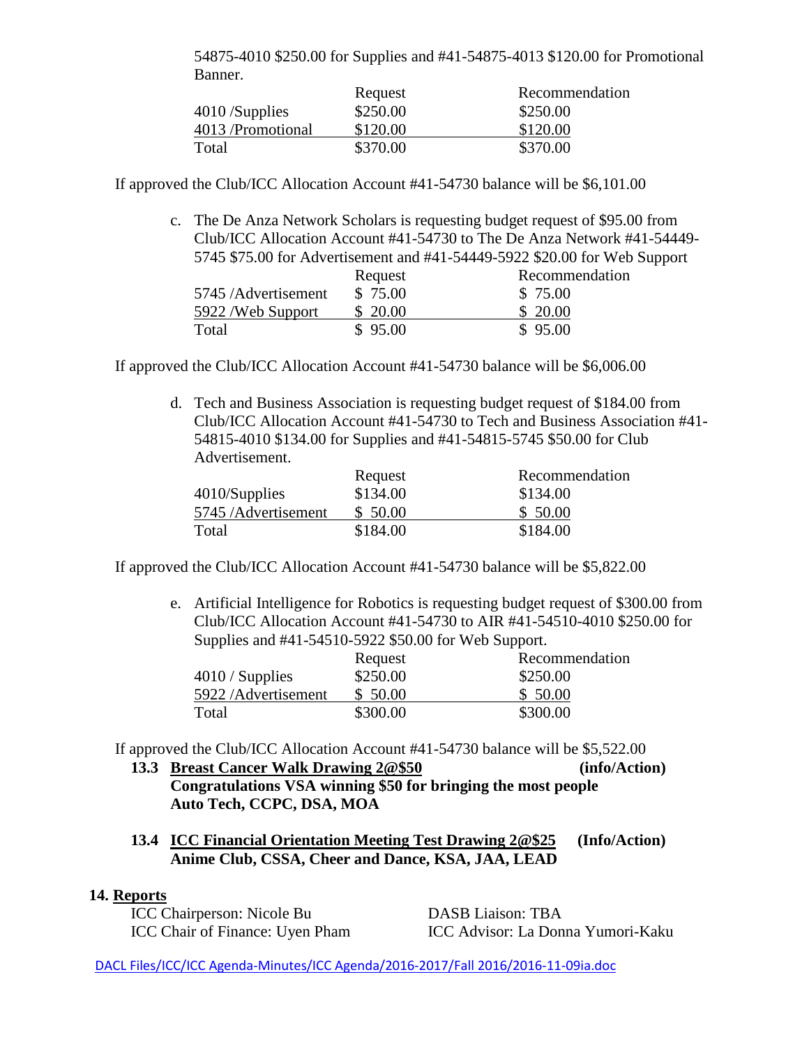54875-4010 $250.00 for Supplies and #41-54875-4013 $120.00 for Promotional Banner.

| | Request | Recommendation |
|---|---|---|
| 4010 /Supplies | $250.00 | $250.00 |
| 4013 /Promotional | $120.00 | $120.00 |
| Total | $370.00 | $370.00 |

If approved the Club/ICC Allocation Account #41-54730 balance will be $6,101.00

c. The De Anza Network Scholars is requesting budget request of $95.00 from Club/ICC Allocation Account #41-54730 to The De Anza Network #41-54449-5745 $75.00 for Advertisement and #41-54449-5922 $20.00 for Web Support

| | Request | Recommendation |
|---|---|---|
| 5745 /Advertisement | $ 75.00 | $ 75.00 |
| 5922 /Web Support | $ 20.00 | $ 20.00 |
| Total | $ 95.00 | $ 95.00 |

If approved the Club/ICC Allocation Account #41-54730 balance will be $6,006.00

d. Tech and Business Association is requesting budget request of $184.00 from Club/ICC Allocation Account #41-54730 to Tech and Business Association #41-54815-4010 $134.00 for Supplies and #41-54815-5745 $50.00 for Club Advertisement.

| | Request | Recommendation |
|---|---|---|
| 4010/Supplies | $134.00 | $134.00 |
| 5745 /Advertisement | $ 50.00 | $ 50.00 |
| Total | $184.00 | $184.00 |

If approved the Club/ICC Allocation Account #41-54730 balance will be $5,822.00

e. Artificial Intelligence for Robotics is requesting budget request of $300.00 from Club/ICC Allocation Account #41-54730 to AIR #41-54510-4010 $250.00 for Supplies and #41-54510-5922 $50.00 for Web Support.

| | Request | Recommendation |
|---|---|---|
| 4010 / Supplies | $250.00 | $250.00 |
| 5922 /Advertisement | $ 50.00 | $ 50.00 |
| Total | $300.00 | $300.00 |

If approved the Club/ICC Allocation Account #41-54730 balance will be $5,522.00

**13.3 <u>Breast Cancer Walk Drawing 2@$50</u> (info/Action)**
**Congratulations VSA winning $50 for bringing the most people**
**Auto Tech, CCPC, DSA, MOA**

**13.4 <u>ICC Financial Orientation Meeting Test Drawing 2@$25</u> (Info/Action)**
**Anime Club, CSSA, Cheer and Dance, KSA, JAA, LEAD**

## 14. Reports

ICC Chairperson: Nicole Bu
ICC Chair of Finance: Uyen Pham
DASB Liaison: TBA
ICC Advisor: La Donna Yumori-Kaku

DACL Files/ICC/ICC Agenda-Minutes/ICC Agenda/2016-2017/Fall 2016/2016-11-09ia.doc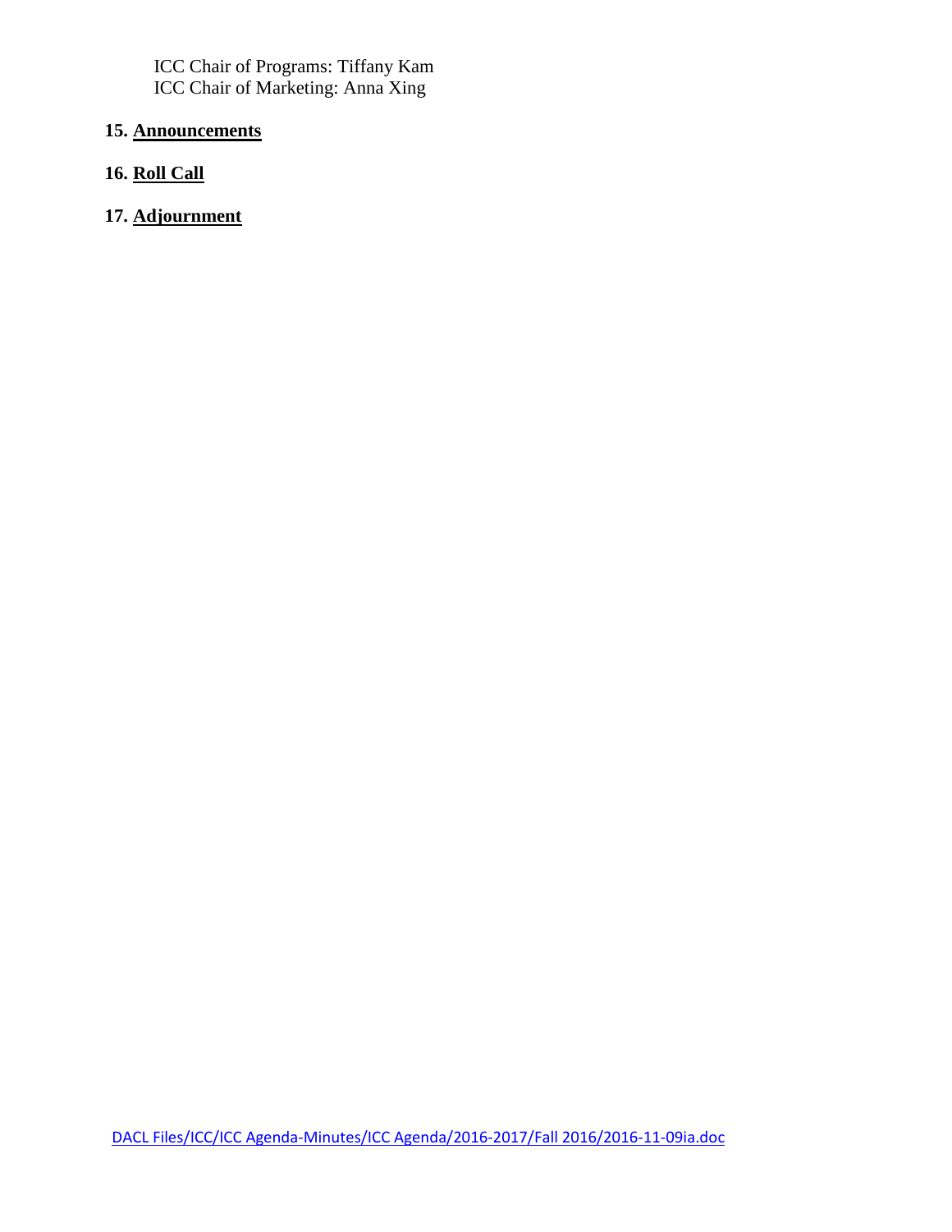ICC Chair of Programs: Tiffany Kam
ICC Chair of Marketing: Anna Xing

**15. Announcements**

**16. Roll Call**

**17. Adjournment**